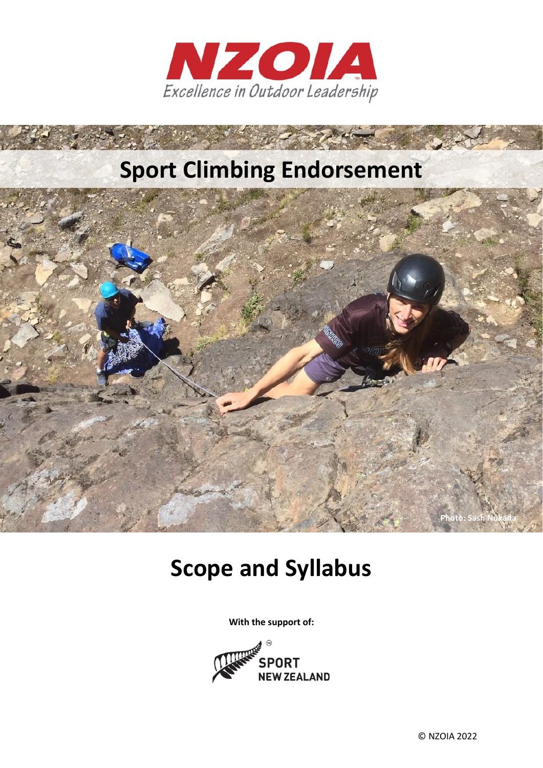NZOIA

*Excellence in Outdoor Leadership*

# Sport Climbing Endorsement

Photo: Sash Nukada

# Scope and Syllabus

**With the support of:**

SPORT NEW ZEALAND

© NZOIA 2022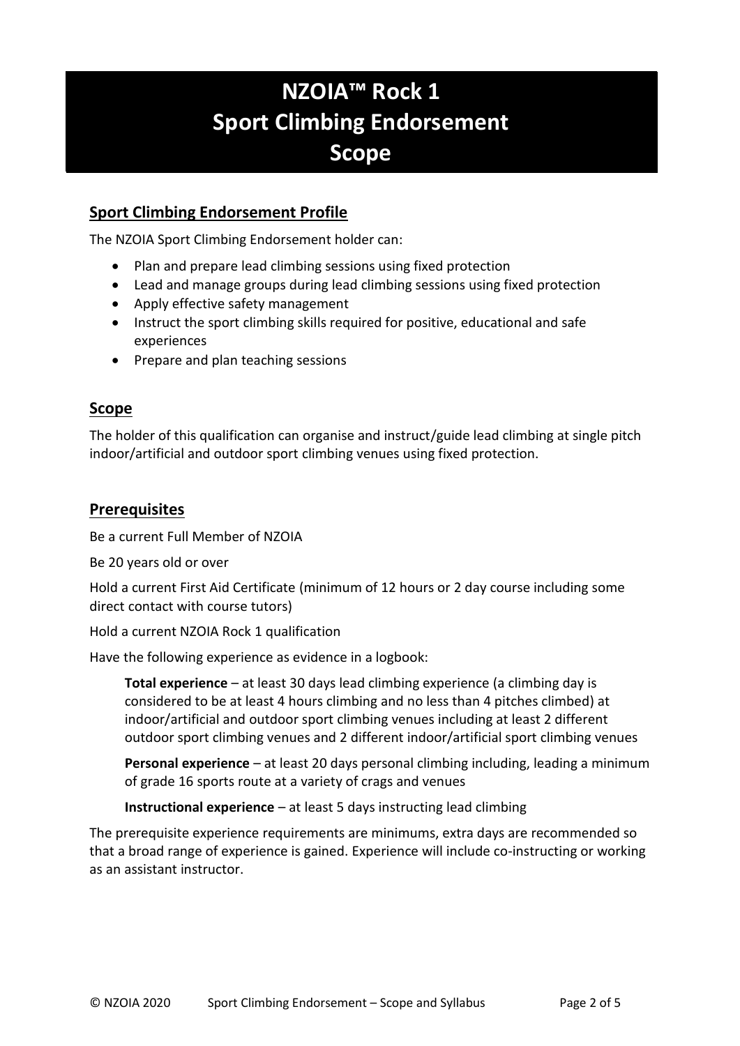# NZOIA™ Rock 1 Sport Climbing Endorsement Scope

## Sport Climbing Endorsement Profile

The NZOIA Sport Climbing Endorsement holder can:

- Plan and prepare lead climbing sessions using fixed protection
- Lead and manage groups during lead climbing sessions using fixed protection
- Apply effective safety management
- Instruct the sport climbing skills required for positive, educational and safe experiences
- Prepare and plan teaching sessions

## Scope

The holder of this qualification can organise and instruct/guide lead climbing at single pitch indoor/artificial and outdoor sport climbing venues using fixed protection.

## Prerequisites

Be a current Full Member of NZOIA

Be 20 years old or over

Hold a current First Aid Certificate (minimum of 12 hours or 2 day course including some direct contact with course tutors)

Hold a current NZOIA Rock 1 qualification

Have the following experience as evidence in a logbook:

> **Total experience** – at least 30 days lead climbing experience (a climbing day is considered to be at least 4 hours climbing and no less than 4 pitches climbed) at indoor/artificial and outdoor sport climbing venues including at least 2 different outdoor sport climbing venues and 2 different indoor/artificial sport climbing venues
>
> **Personal experience** – at least 20 days personal climbing including, leading a minimum of grade 16 sports route at a variety of crags and venues
>
> **Instructional experience** – at least 5 days instructing lead climbing

The prerequisite experience requirements are minimums, extra days are recommended so that a broad range of experience is gained. Experience will include co-instructing or working as an assistant instructor.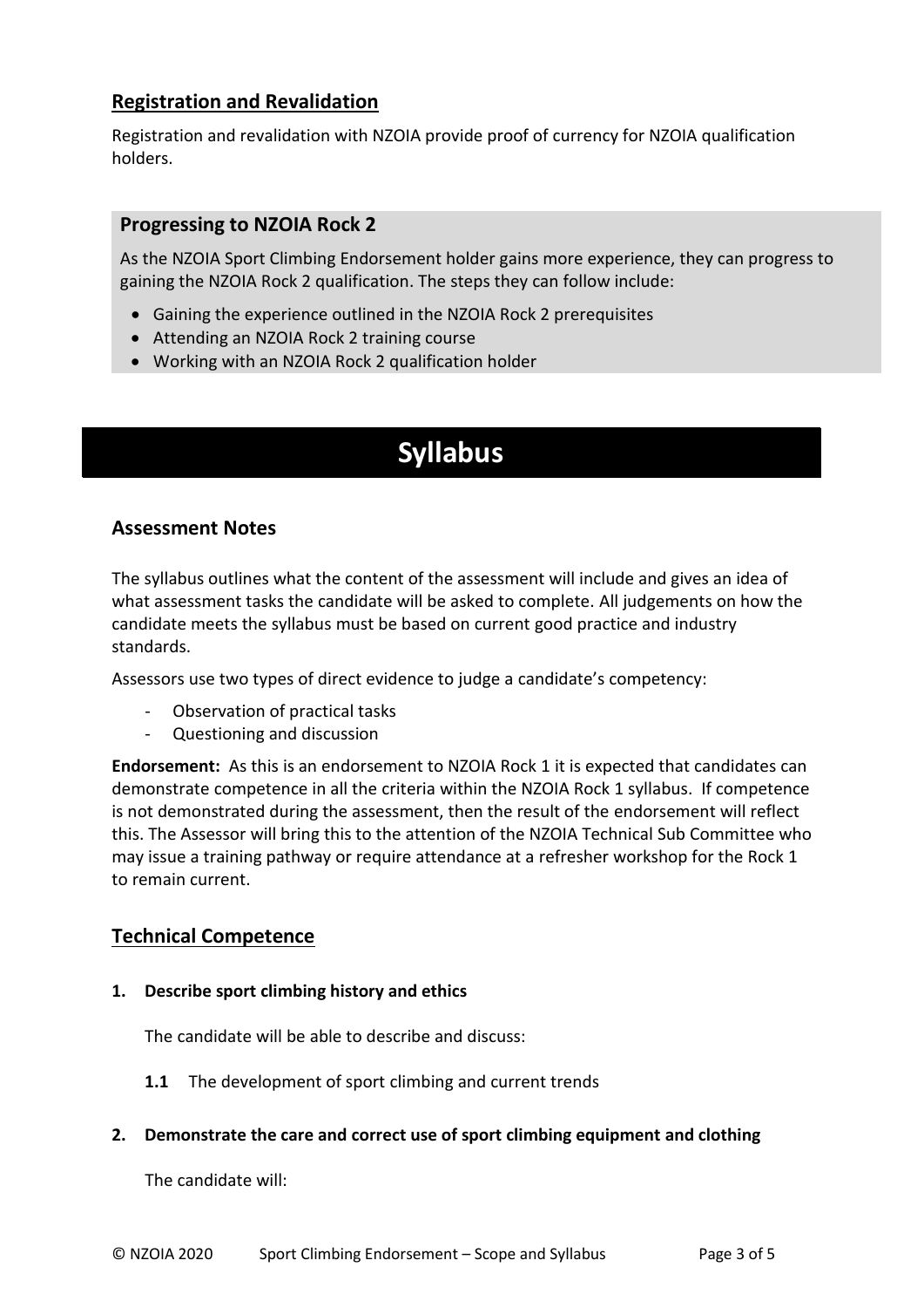## Registration and Revalidation

Registration and revalidation with NZOIA provide proof of currency for NZOIA qualification holders.

### Progressing to NZOIA Rock 2

As the NZOIA Sport Climbing Endorsement holder gains more experience, they can progress to gaining the NZOIA Rock 2 qualification. The steps they can follow include:

- Gaining the experience outlined in the NZOIA Rock 2 prerequisites
- Attending an NZOIA Rock 2 training course
- Working with an NZOIA Rock 2 qualification holder

# Syllabus

## Assessment Notes

The syllabus outlines what the content of the assessment will include and gives an idea of what assessment tasks the candidate will be asked to complete. All judgements on how the candidate meets the syllabus must be based on current good practice and industry standards.

Assessors use two types of direct evidence to judge a candidate's competency:

- Observation of practical tasks
- Questioning and discussion

**Endorsement:** As this is an endorsement to NZOIA Rock 1 it is expected that candidates can demonstrate competence in all the criteria within the NZOIA Rock 1 syllabus. If competence is not demonstrated during the assessment, then the result of the endorsement will reflect this. The Assessor will bring this to the attention of the NZOIA Technical Sub Committee who may issue a training pathway or require attendance at a refresher workshop for the Rock 1 to remain current.

## Technical Competence

**1. Describe sport climbing history and ethics**

The candidate will be able to describe and discuss:

**1.1** The development of sport climbing and current trends

**2. Demonstrate the care and correct use of sport climbing equipment and clothing**

The candidate will: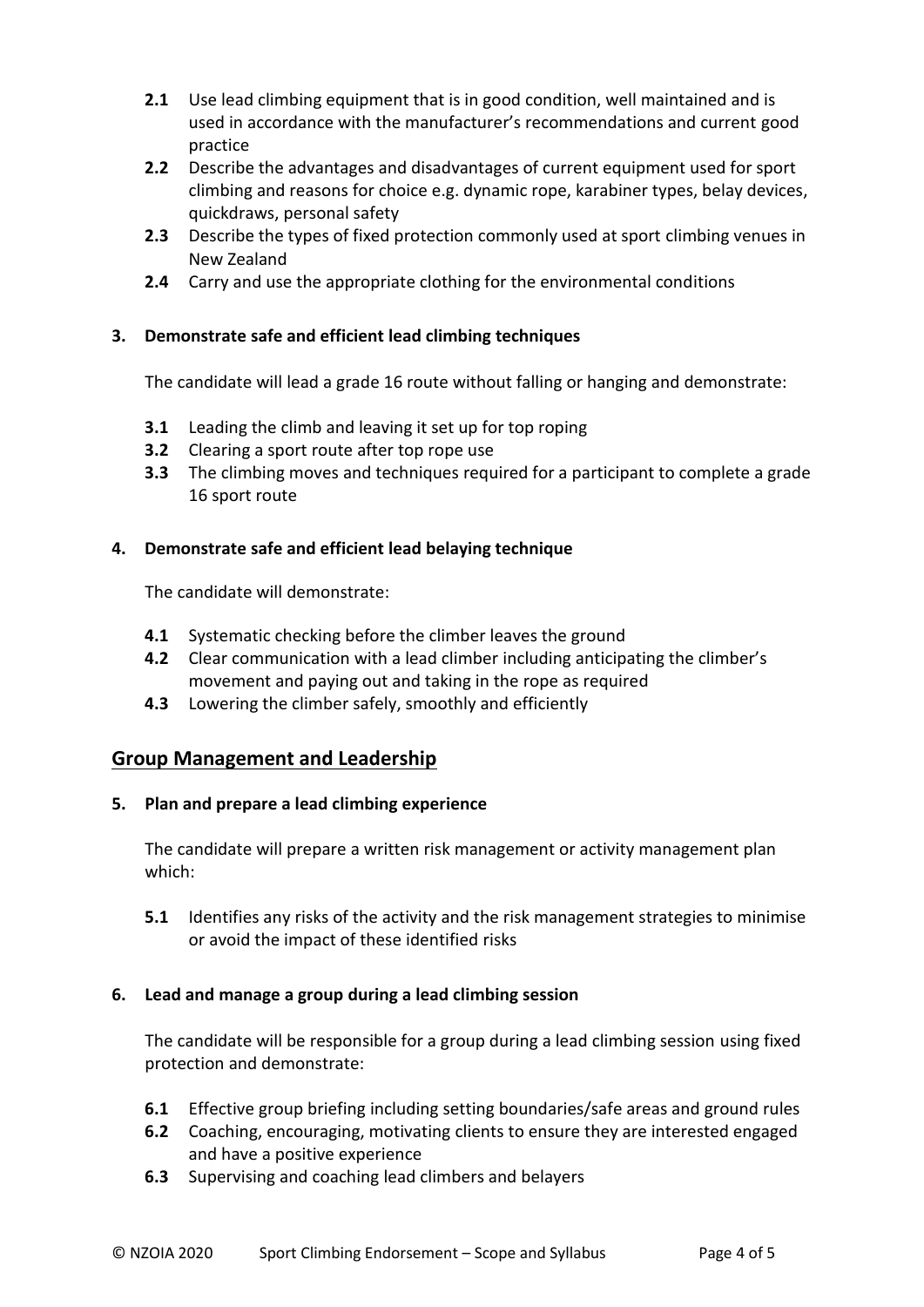- **2.1** Use lead climbing equipment that is in good condition, well maintained and is used in accordance with the manufacturer's recommendations and current good practice
- **2.2** Describe the advantages and disadvantages of current equipment used for sport climbing and reasons for choice e.g. dynamic rope, karabiner types, belay devices, quickdraws, personal safety
- **2.3** Describe the types of fixed protection commonly used at sport climbing venues in New Zealand
- **2.4** Carry and use the appropriate clothing for the environmental conditions

**3. Demonstrate safe and efficient lead climbing techniques**

The candidate will lead a grade 16 route without falling or hanging and demonstrate:

- **3.1** Leading the climb and leaving it set up for top roping
- **3.2** Clearing a sport route after top rope use
- **3.3** The climbing moves and techniques required for a participant to complete a grade 16 sport route

**4. Demonstrate safe and efficient lead belaying technique**

The candidate will demonstrate:

- **4.1** Systematic checking before the climber leaves the ground
- **4.2** Clear communication with a lead climber including anticipating the climber's movement and paying out and taking in the rope as required
- **4.3** Lowering the climber safely, smoothly and efficiently

## Group Management and Leadership

**5. Plan and prepare a lead climbing experience**

The candidate will prepare a written risk management or activity management plan which:

- **5.1** Identifies any risks of the activity and the risk management strategies to minimise or avoid the impact of these identified risks

**6. Lead and manage a group during a lead climbing session**

The candidate will be responsible for a group during a lead climbing session using fixed protection and demonstrate:

- **6.1** Effective group briefing including setting boundaries/safe areas and ground rules
- **6.2** Coaching, encouraging, motivating clients to ensure they are interested engaged and have a positive experience
- **6.3** Supervising and coaching lead climbers and belayers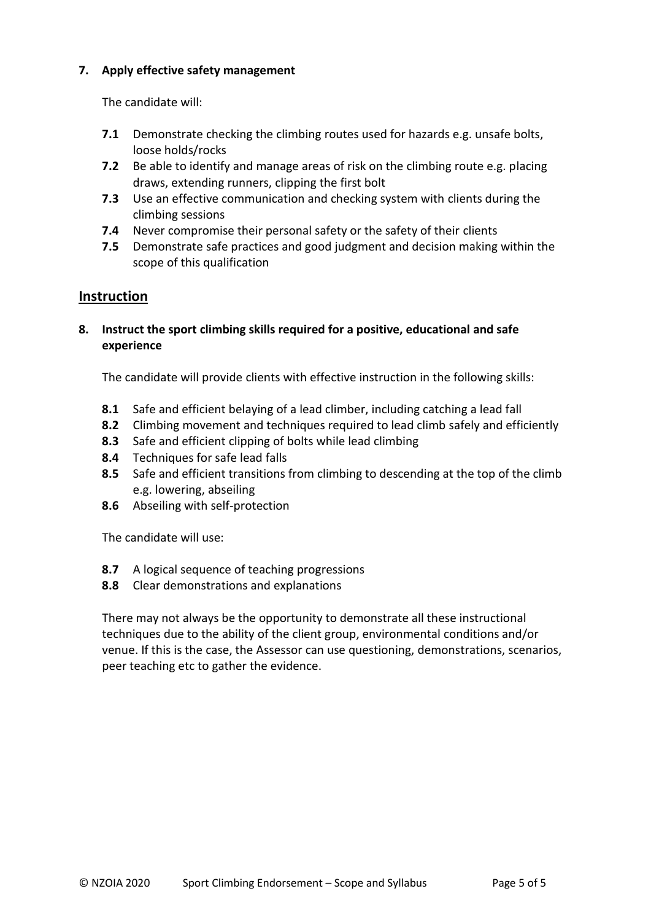**7. Apply effective safety management**

The candidate will:

- **7.1** Demonstrate checking the climbing routes used for hazards e.g. unsafe bolts, loose holds/rocks
- **7.2** Be able to identify and manage areas of risk on the climbing route e.g. placing draws, extending runners, clipping the first bolt
- **7.3** Use an effective communication and checking system with clients during the climbing sessions
- **7.4** Never compromise their personal safety or the safety of their clients
- **7.5** Demonstrate safe practices and good judgment and decision making within the scope of this qualification

## Instruction

**8. Instruct the sport climbing skills required for a positive, educational and safe experience**

The candidate will provide clients with effective instruction in the following skills:

- **8.1** Safe and efficient belaying of a lead climber, including catching a lead fall
- **8.2** Climbing movement and techniques required to lead climb safely and efficiently
- **8.3** Safe and efficient clipping of bolts while lead climbing
- **8.4** Techniques for safe lead falls
- **8.5** Safe and efficient transitions from climbing to descending at the top of the climb e.g. lowering, abseiling
- **8.6** Abseiling with self-protection

The candidate will use:

- **8.7** A logical sequence of teaching progressions
- **8.8** Clear demonstrations and explanations

There may not always be the opportunity to demonstrate all these instructional techniques due to the ability of the client group, environmental conditions and/or venue. If this is the case, the Assessor can use questioning, demonstrations, scenarios, peer teaching etc to gather the evidence.